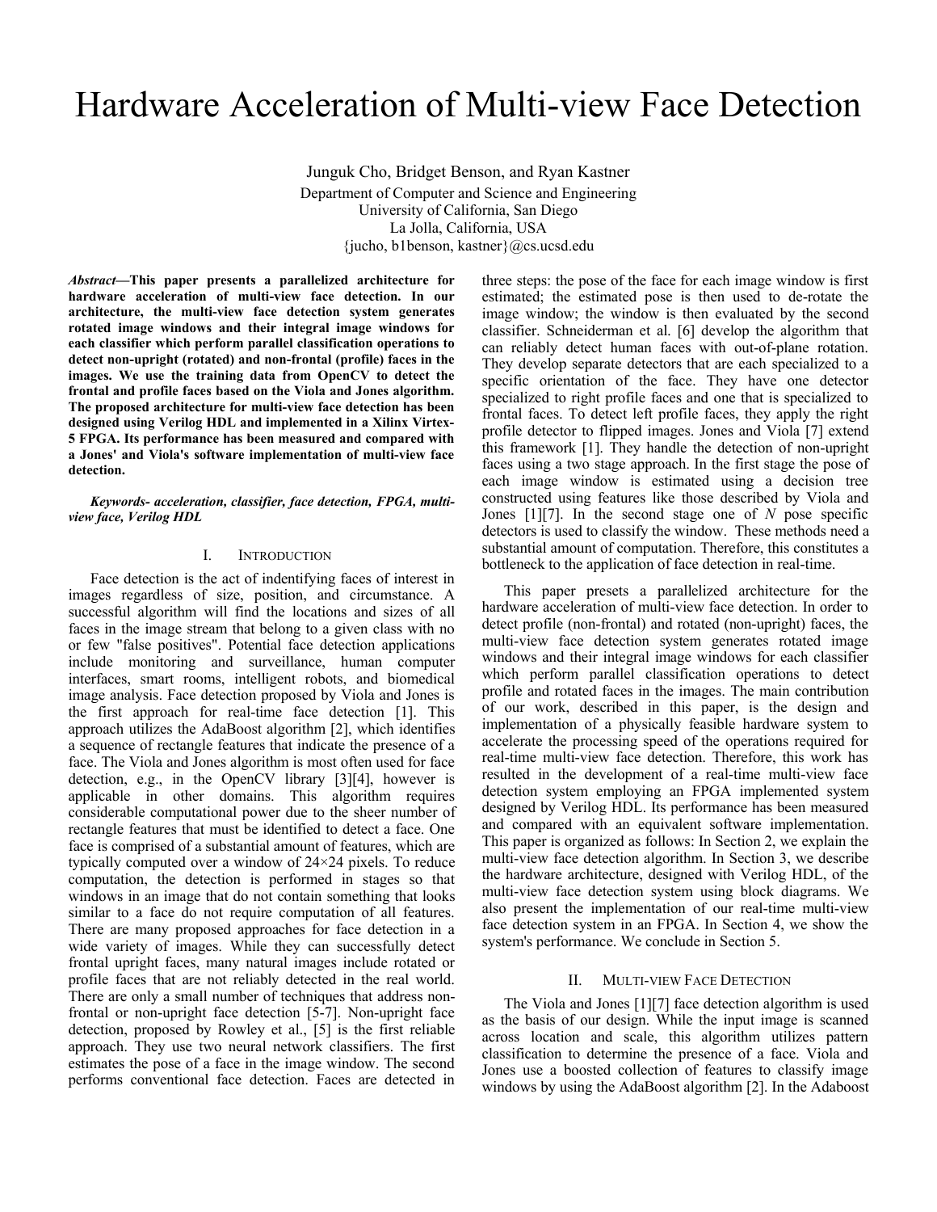# Hardware Acceleration of Multi-view Face Detection

Junguk Cho, Bridget Benson, and Ryan Kastner

Department of Computer and Science and Engineering
University of California, San Diego
La Jolla, California, USA
{jucho, b1benson, kastner}@cs.ucsd.edu

***Abstract*—This paper presents a parallelized architecture for hardware acceleration of multi-view face detection. In our architecture, the multi-view face detection system generates rotated image windows and their integral image windows for each classifier which perform parallel classification operations to detect non-upright (rotated) and non-frontal (profile) faces in the images. We use the training data from OpenCV to detect the frontal and profile faces based on the Viola and Jones algorithm. The proposed architecture for multi-view face detection has been designed using Verilog HDL and implemented in a Xilinx Virtex-5 FPGA. Its performance has been measured and compared with a Jones' and Viola's software implementation of multi-view face detection.**

***Keywords- acceleration, classifier, face detection, FPGA, multi-view face, Verilog HDL***

## I. Introduction

Face detection is the act of indentifying faces of interest in images regardless of size, position, and circumstance. A successful algorithm will find the locations and sizes of all faces in the image stream that belong to a given class with no or few "false positives". Potential face detection applications include monitoring and surveillance, human computer interfaces, smart rooms, intelligent robots, and biomedical image analysis. Face detection proposed by Viola and Jones is the first approach for real-time face detection [1]. This approach utilizes the AdaBoost algorithm [2], which identifies a sequence of rectangle features that indicate the presence of a face. The Viola and Jones algorithm is most often used for face detection, e.g., in the OpenCV library [3][4], however is applicable in other domains. This algorithm requires considerable computational power due to the sheer number of rectangle features that must be identified to detect a face. One face is comprised of a substantial amount of features, which are typically computed over a window of 24×24 pixels. To reduce computation, the detection is performed in stages so that windows in an image that do not contain something that looks similar to a face do not require computation of all features. There are many proposed approaches for face detection in a wide variety of images. While they can successfully detect frontal upright faces, many natural images include rotated or profile faces that are not reliably detected in the real world. There are only a small number of techniques that address non-frontal or non-upright face detection [5-7]. Non-upright face detection, proposed by Rowley et al., [5] is the first reliable approach. They use two neural network classifiers. The first estimates the pose of a face in the image window. The second performs conventional face detection. Faces are detected in three steps: the pose of the face for each image window is first estimated; the estimated pose is then used to de-rotate the image window; the window is then evaluated by the second classifier. Schneiderman et al. [6] develop the algorithm that can reliably detect human faces with out-of-plane rotation. They develop separate detectors that are each specialized to a specific orientation of the face. They have one detector specialized to right profile faces and one that is specialized to frontal faces. To detect left profile faces, they apply the right profile detector to flipped images. Jones and Viola [7] extend this framework [1]. They handle the detection of non-upright faces using a two stage approach. In the first stage the pose of each image window is estimated using a decision tree constructed using features like those described by Viola and Jones [1][7]. In the second stage one of *N* pose specific detectors is used to classify the window. These methods need a substantial amount of computation. Therefore, this constitutes a bottleneck to the application of face detection in real-time.

This paper presets a parallelized architecture for the hardware acceleration of multi-view face detection. In order to detect profile (non-frontal) and rotated (non-upright) faces, the multi-view face detection system generates rotated image windows and their integral image windows for each classifier which perform parallel classification operations to detect profile and rotated faces in the images. The main contribution of our work, described in this paper, is the design and implementation of a physically feasible hardware system to accelerate the processing speed of the operations required for real-time multi-view face detection. Therefore, this work has resulted in the development of a real-time multi-view face detection system employing an FPGA implemented system designed by Verilog HDL. Its performance has been measured and compared with an equivalent software implementation. This paper is organized as follows: In Section 2, we explain the multi-view face detection algorithm. In Section 3, we describe the hardware architecture, designed with Verilog HDL, of the multi-view face detection system using block diagrams. We also present the implementation of our real-time multi-view face detection system in an FPGA. In Section 4, we show the system's performance. We conclude in Section 5.

## II. Multi-view Face Detection

The Viola and Jones [1][7] face detection algorithm is used as the basis of our design. While the input image is scanned across location and scale, this algorithm utilizes pattern classification to determine the presence of a face. Viola and Jones use a boosted collection of features to classify image windows by using the AdaBoost algorithm [2]. In the Adaboost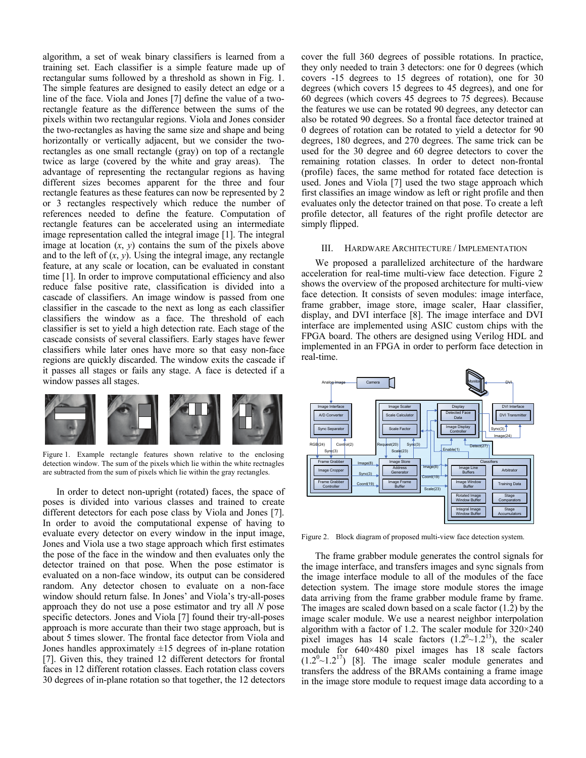algorithm, a set of weak binary classifiers is learned from a training set. Each classifier is a simple feature made up of rectangular sums followed by a threshold as shown in Fig. 1. The simple features are designed to easily detect an edge or a line of the face. Viola and Jones [7] define the value of a two-rectangle feature as the difference between the sums of the pixels within two rectangular regions. Viola and Jones consider the two-rectangles as having the same size and shape and being horizontally or vertically adjacent, but we consider the two-rectangles as one small rectangle (gray) on top of a rectangle twice as large (covered by the white and gray areas). The advantage of representing the rectangular regions as having different sizes becomes apparent for the three and four rectangle features as these features can now be represented by 2 or 3 rectangles respectively which reduce the number of references needed to define the feature. Computation of rectangle features can be accelerated using an intermediate image representation called the integral image [1]. The integral image at location ($x$, $y$) contains the sum of the pixels above and to the left of ($x$, $y$). Using the integral image, any rectangle feature, at any scale or location, can be evaluated in constant time [1]. In order to improve computational efficiency and also reduce false positive rate, classification is divided into a cascade of classifiers. An image window is passed from one classifier in the cascade to the next as long as each classifier classifiers the window as a face. The threshold of each classifier is set to yield a high detection rate. Each stage of the cascade consists of several classifiers. Early stages have fewer classifiers while later ones have more so that easy non-face regions are quickly discarded. The window exits the cascade if it passes all stages or fails any stage. A face is detected if a window passes all stages.

Figure 1. Example rectangle features shown relative to the enclosing detection window. The sum of the pixels which lie within the white rectnagles are subtracted from the sum of pixels which lie within the gray rectangles.

In order to detect non-upright (rotated) faces, the space of poses is divided into various classes and trained to create different detectors for each pose class by Viola and Jones [7]. In order to avoid the computational expense of having to evaluate every detector on every window in the input image, Jones and Viola use a two stage approach which first estimates the pose of the face in the window and then evaluates only the detector trained on that pose. When the pose estimator is evaluated on a non-face window, its output can be considered random. Any detector chosen to evaluate on a non-face window should return false. In Jones' and Viola's try-all-poses approach they do not use a pose estimator and try all $N$ pose specific detectors. Jones and Viola [7] found their try-all-poses approach is more accurate than their two stage approach, but is about 5 times slower. The frontal face detector from Viola and Jones handles approximately ±15 degrees of in-plane rotation [7]. Given this, they trained 12 different detectors for frontal faces in 12 different rotation classes. Each rotation class covers 30 degrees of in-plane rotation so that together, the 12 detectors cover the full 360 degrees of possible rotations. In practice, they only needed to train 3 detectors: one for 0 degrees (which covers -15 degrees to 15 degrees of rotation), one for 30 degrees (which covers 15 degrees to 45 degrees), and one for 60 degrees (which covers 45 degrees to 75 degrees). Because the features we use can be rotated 90 degrees, any detector can also be rotated 90 degrees. So a frontal face detector trained at 0 degrees of rotation can be rotated to yield a detector for 90 degrees, 180 degrees, and 270 degrees. The same trick can be used for the 30 degree and 60 degree detectors to cover the remaining rotation classes. In order to detect non-frontal (profile) faces, the same method for rotated face detection is used. Jones and Viola [7] used the two stage approach which first classifies an image window as left or right profile and then evaluates only the detector trained on that pose. To create a left profile detector, all features of the right profile detector are simply flipped.

## III. Hardware Architecture / Implementation

We proposed a parallelized architecture of the hardware acceleration for real-time multi-view face detection. Figure 2 shows the overview of the proposed architecture for multi-view face detection. It consists of seven modules: image interface, frame grabber, image store, image scaler, Haar classifier, display, and DVI interface [8]. The image interface and DVI interface are implemented using ASIC custom chips with the FPGA board. The others are designed using Verilog HDL and implemented in an FPGA in order to perform face detection in real-time.

Figure 2. Block diagram of proposed multi-view face detection system.

The frame grabber module generates the control signals for the image interface, and transfers images and sync signals from the image interface module to all of the modules of the face detection system. The image store module stores the image data arriving from the frame grabber module frame by frame. The images are scaled down based on a scale factor (1.2) by the image scaler module. We use a nearest neighbor interpolation algorithm with a factor of 1.2. The scaler module for 320×240 pixel images has 14 scale factors ($1.2^0$~$1.2^{13}$), the scaler module for 640×480 pixel images has 18 scale factors ($1.2^0$~$1.2^{17}$) [8]. The image scaler module generates and transfers the address of the BRAMs containing a frame image in the image store module to request image data according to a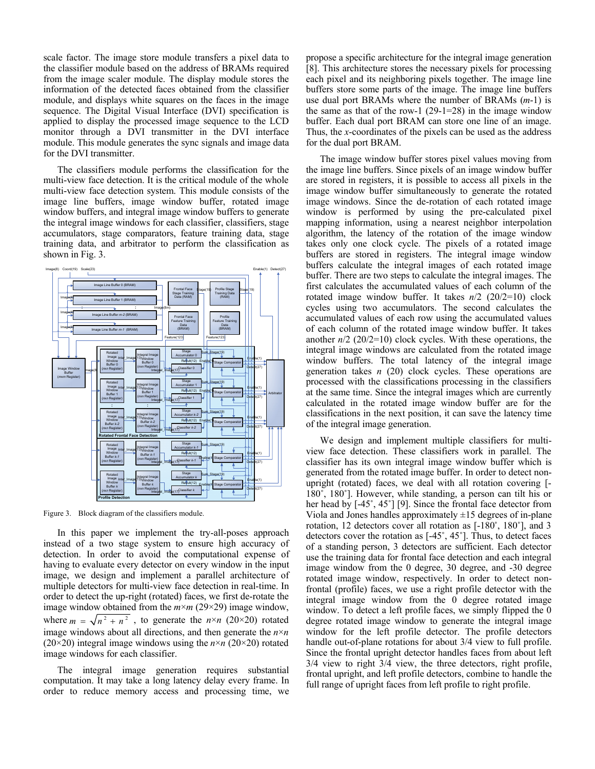scale factor. The image store module transfers a pixel data to the classifier module based on the address of BRAMs required from the image scaler module. The display module stores the information of the detected faces obtained from the classifier module, and displays white squares on the faces in the image sequence. The Digital Visual Interface (DVI) specification is applied to display the processed image sequence to the LCD monitor through a DVI transmitter in the DVI interface module. This module generates the sync signals and image data for the DVI transmitter.

The classifiers module performs the classification for the multi-view face detection. It is the critical module of the whole multi-view face detection system. This module consists of the image line buffers, image window buffer, rotated image window buffers, and integral image window buffers to generate the integral image windows for each classifier, classifiers, stage accumulators, stage comparators, feature training data, stage training data, and arbitrator to perform the classification as shown in Fig. 3.

Figure 3. Block diagram of the classifiers module.

In this paper we implement the try-all-poses approach instead of a two stage system to ensure high accuracy of detection. In order to avoid the computational expense of having to evaluate every detector on every window in the input image, we design and implement a parallel architecture of multiple detectors for multi-view face detection in real-time. In order to detect the up-right (rotated) faces, we first de-rotate the image window obtained from the $m \times m$ (29×29) image window, where $m = \sqrt{n^2 + n^2}$, to generate the $n \times n$ (20×20) rotated image windows about all directions, and then generate the $n \times n$ (20×20) integral image windows using the $n \times n$ (20×20) rotated image windows for each classifier.

The integral image generation requires substantial computation. It may take a long latency delay every frame. In order to reduce memory access and processing time, we propose a specific architecture for the integral image generation [8]. This architecture stores the necessary pixels for processing each pixel and its neighboring pixels together. The image line buffers store some parts of the image. The image line buffers use dual port BRAMs where the number of BRAMs ($m$-1) is the same as that of the row-1 (29-1=28) in the image window buffer. Each dual port BRAM can store one line of an image. Thus, the $x$-coordinates of the pixels can be used as the address for the dual port BRAM.

The image window buffer stores pixel values moving from the image line buffers. Since pixels of an image window buffer are stored in registers, it is possible to access all pixels in the image window buffer simultaneously to generate the rotated image windows. Since the de-rotation of each rotated image window is performed by using the pre-calculated pixel mapping information, using a nearest neighbor interpolation algorithm, the latency of the rotation of the image window takes only one clock cycle. The pixels of a rotated image buffers are stored in registers. The integral image window buffers calculate the integral images of each rotated image buffer. There are two steps to calculate the integral images. The first calculates the accumulated values of each column of the rotated image window buffer. It takes $n$/2 (20/2=10) clock cycles using two accumulators. The second calculates the accumulated values of each row using the accumulated values of each column of the rotated image window buffer. It takes another $n$/2 (20/2=10) clock cycles. With these operations, the integral image windows are calculated from the rotated image window buffers. The total latency of the integral image generation takes $n$ (20) clock cycles. These operations are processed with the classifications processing in the classifiers at the same time. Since the integral images which are currently calculated in the rotated image window buffer are for the classifications in the next position, it can save the latency time of the integral image generation.

We design and implement multiple classifiers for multi-view face detection. These classifiers work in parallel. The classifier has its own integral image window buffer which is generated from the rotated image buffer. In order to detect non-upright (rotated) faces, we deal with all rotation covering [-180˚, 180˚]. However, while standing, a person can tilt his or her head by [-45˚, 45˚] [9]. Since the frontal face detector from Viola and Jones handles approximately ±15 degrees of in-plane rotation, 12 detectors cover all rotation as [-180˚, 180˚], and 3 detectors cover the rotation as [-45˚, 45˚]. Thus, to detect faces of a standing person, 3 detectors are sufficient. Each detector use the training data for frontal face detection and each integral image window from the 0 degree, 30 degree, and -30 degree rotated image window, respectively. In order to detect non-frontal (profile) faces, we use a right profile detector with the integral image window from the 0 degree rotated image window. To detect a left profile faces, we simply flipped the 0 degree rotated image window to generate the integral image window for the left profile detector. The profile detectors handle out-of-plane rotations for about 3/4 view to full profile. Since the frontal upright detector handles faces from about left 3/4 view to right 3/4 view, the three detectors, right profile, frontal upright, and left profile detectors, combine to handle the full range of upright faces from left profile to right profile.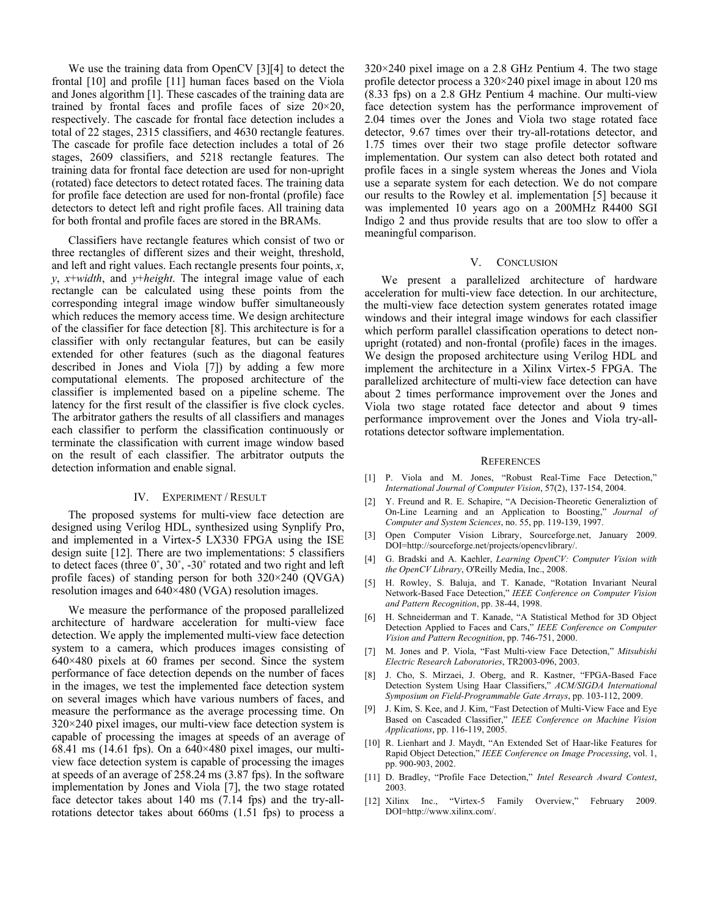We use the training data from OpenCV [3][4] to detect the frontal [10] and profile [11] human faces based on the Viola and Jones algorithm [1]. These cascades of the training data are trained by frontal faces and profile faces of size 20×20, respectively. The cascade for frontal face detection includes a total of 22 stages, 2315 classifiers, and 4630 rectangle features. The cascade for profile face detection includes a total of 26 stages, 2609 classifiers, and 5218 rectangle features. The training data for frontal face detection are used for non-upright (rotated) face detectors to detect rotated faces. The training data for profile face detection are used for non-frontal (profile) face detectors to detect left and right profile faces. All training data for both frontal and profile faces are stored in the BRAMs.

Classifiers have rectangle features which consist of two or three rectangles of different sizes and their weight, threshold, and left and right values. Each rectangle presents four points, *x*, *y*, *x*+*width*, and *y*+*height*. The integral image value of each rectangle can be calculated using these points from the corresponding integral image window buffer simultaneously which reduces the memory access time. We design architecture of the classifier for face detection [8]. This architecture is for a classifier with only rectangular features, but can be easily extended for other features (such as the diagonal features described in Jones and Viola [7]) by adding a few more computational elements. The proposed architecture of the classifier is implemented based on a pipeline scheme. The latency for the first result of the classifier is five clock cycles. The arbitrator gathers the results of all classifiers and manages each classifier to perform the classification continuously or terminate the classification with current image window based on the result of each classifier. The arbitrator outputs the detection information and enable signal.

## IV. Experiment / Result

The proposed systems for multi-view face detection are designed using Verilog HDL, synthesized using Synplify Pro, and implemented in a Virtex-5 LX330 FPGA using the ISE design suite [12]. There are two implementations: 5 classifiers to detect faces (three 0˚, 30˚, -30˚ rotated and two right and left profile faces) of standing person for both 320×240 (QVGA) resolution images and 640×480 (VGA) resolution images.

We measure the performance of the proposed parallelized architecture of hardware acceleration for multi-view face detection. We apply the implemented multi-view face detection system to a camera, which produces images consisting of 640×480 pixels at 60 frames per second. Since the system performance of face detection depends on the number of faces in the images, we test the implemented face detection system on several images which have various numbers of faces, and measure the performance as the average processing time. On 320×240 pixel images, our multi-view face detection system is capable of processing the images at speeds of an average of 68.41 ms (14.61 fps). On a 640×480 pixel images, our multi-view face detection system is capable of processing the images at speeds of an average of 258.24 ms (3.87 fps). In the software implementation by Jones and Viola [7], the two stage rotated face detector takes about 140 ms (7.14 fps) and the try-all-rotations detector takes about 660ms (1.51 fps) to process a 320×240 pixel image on a 2.8 GHz Pentium 4. The two stage profile detector process a 320×240 pixel image in about 120 ms (8.33 fps) on a 2.8 GHz Pentium 4 machine. Our multi-view face detection system has the performance improvement of 2.04 times over the Jones and Viola two stage rotated face detector, 9.67 times over their try-all-rotations detector, and 1.75 times over their two stage profile detector software implementation. Our system can also detect both rotated and profile faces in a single system whereas the Jones and Viola use a separate system for each detection. We do not compare our results to the Rowley et al. implementation [5] because it was implemented 10 years ago on a 200MHz R4400 SGI Indigo 2 and thus provide results that are too slow to offer a meaningful comparison.

## V. Conclusion

We present a parallelized architecture of hardware acceleration for multi-view face detection. In our architecture, the multi-view face detection system generates rotated image windows and their integral image windows for each classifier which perform parallel classification operations to detect non-upright (rotated) and non-frontal (profile) faces in the images. We design the proposed architecture using Verilog HDL and implement the architecture in a Xilinx Virtex-5 FPGA. The parallelized architecture of multi-view face detection can have about 2 times performance improvement over the Jones and Viola two stage rotated face detector and about 9 times performance improvement over the Jones and Viola try-all-rotations detector software implementation.

## References

[1] P. Viola and M. Jones, "Robust Real-Time Face Detection," *International Journal of Computer Vision*, 57(2), 137-154, 2004.

[2] Y. Freund and R. E. Schapire, "A Decision-Theoretic Generaliztion of On-Line Learning and an Application to Boosting," *Journal of Computer and System Sciences*, no. 55, pp. 119-139, 1997.

[3] Open Computer Vision Library, Sourceforge.net, January 2009. DOI=http://sourceforge.net/projects/opencvlibrary/.

[4] G. Bradski and A. Kaehler, *Learning OpenCV: Computer Vision with the OpenCV Library*, O'Reilly Media, Inc., 2008.

[5] H. Rowley, S. Baluja, and T. Kanade, "Rotation Invariant Neural Network-Based Face Detection," *IEEE Conference on Computer Vision and Pattern Recognition*, pp. 38-44, 1998.

[6] H. Schneiderman and T. Kanade, "A Statistical Method for 3D Object Detection Applied to Faces and Cars," *IEEE Conference on Computer Vision and Pattern Recognition*, pp. 746-751, 2000.

[7] M. Jones and P. Viola, "Fast Multi-view Face Detection," *Mitsubishi Electric Research Laboratories*, TR2003-096, 2003.

[8] J. Cho, S. Mirzaei, J. Oberg, and R. Kastner, "FPGA-Based Face Detection System Using Haar Classifiers," *ACM/SIGDA International Symposium on Field-Programmable Gate Arrays*, pp. 103-112, 2009.

[9] J. Kim, S. Kee, and J. Kim, "Fast Detection of Multi-View Face and Eye Based on Cascaded Classifier," *IEEE Conference on Machine Vision Applications*, pp. 116-119, 2005.

[10] R. Lienhart and J. Maydt, "An Extended Set of Haar-like Features for Rapid Object Detection," *IEEE Conference on Image Processing*, vol. 1, pp. 900-903, 2002.

[11] D. Bradley, "Profile Face Detection," *Intel Research Award Contest*, 2003.

[12] Xilinx Inc., "Virtex-5 Family Overview," February 2009. DOI=http://www.xilinx.com/.